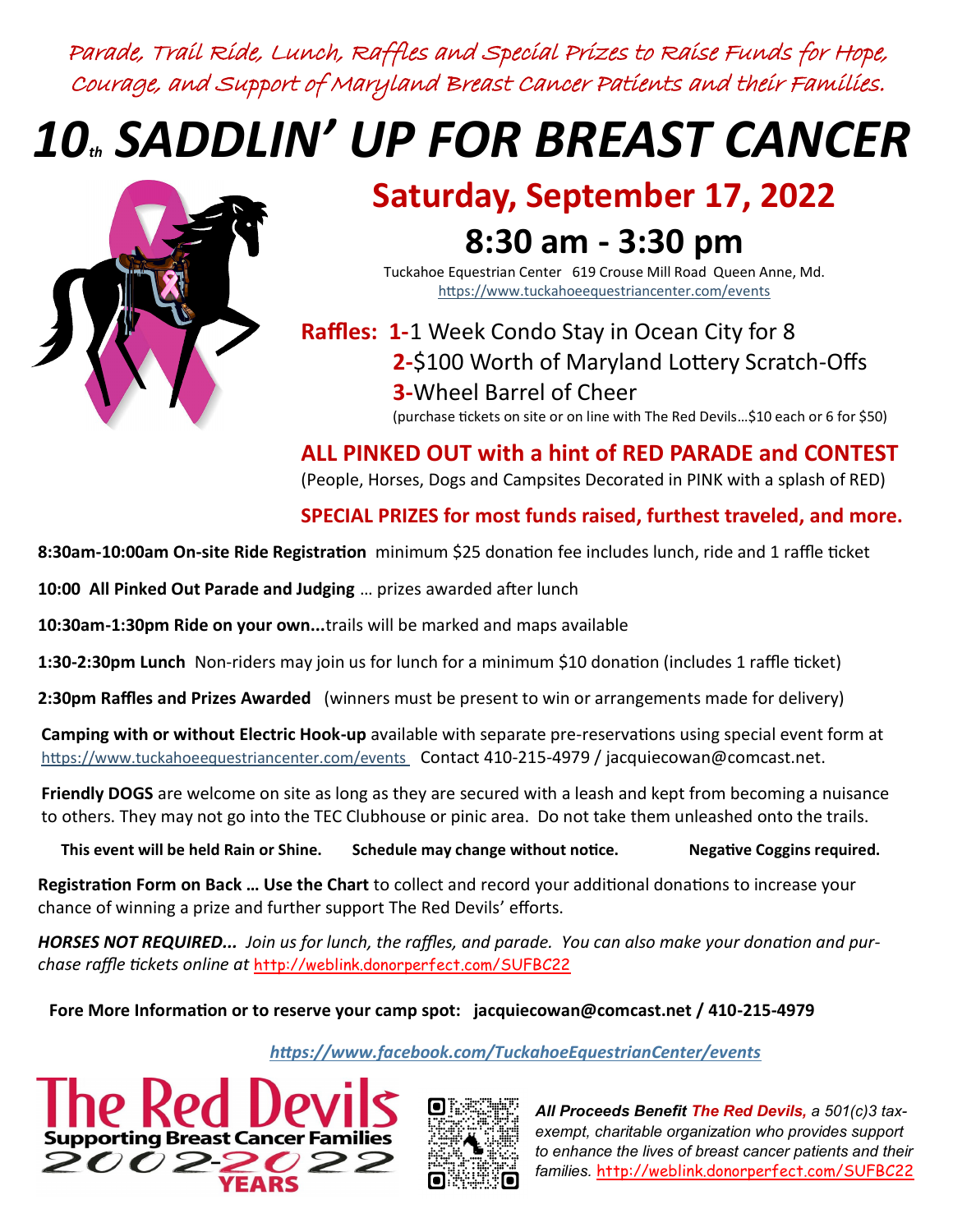*Parade, Trail Ride, Lunch, Raffles and Special Prizes to Raise Funds for Hope, Courage, and Support of Maryland Breast Cancer Patients and their Families.*

# *10th SADDLIN' UP FOR BREAST CANCER*

## Saturday, September 17, 2022

## 8:30 am - 3:30 pm

Tuckahoe Equestrian Center 619 Crouse Mill Road Queen Anne, Md.
https://www.tuckahoeequestriancenter.com/events

**Raffles:** **1-**1 Week Condo Stay in Ocean City for 8
**2-**$100 Worth of Maryland Lottery Scratch-Offs
**3-**Wheel Barrel of Cheer
(purchase tickets on site or on line with The Red Devils…$10 each or 6 for $50)

### ALL PINKED OUT with a hint of RED PARADE and CONTEST

(People, Horses, Dogs and Campsites Decorated in PINK with a splash of RED)

### SPECIAL PRIZES for most funds raised, furthest traveled, and more.

**8:30am-10:00am On-site Ride Registration** minimum $25 donation fee includes lunch, ride and 1 raffle ticket

**10:00 All Pinked Out Parade and Judging** … prizes awarded after lunch

**10:30am-1:30pm Ride on your own...**trails will be marked and maps available

**1:30-2:30pm Lunch** Non-riders may join us for lunch for a minimum $10 donation (includes 1 raffle ticket)

**2:30pm Raffles and Prizes Awarded** (winners must be present to win or arrangements made for delivery)

**Camping with or without Electric Hook-up** available with separate pre-reservations using special event form at https://www.tuckahoeequestriancenter.com/events Contact 410-215-4979 / jacquiecowan@comcast.net.

**Friendly DOGS** are welcome on site as long as they are secured with a leash and kept from becoming a nuisance to others. They may not go into the TEC Clubhouse or pinic area. Do not take them unleashed onto the trails.

**This event will be held Rain or Shine.** **Schedule may change without notice.** **Negative Coggins required.**

**Registration Form on Back … Use the Chart** to collect and record your additional donations to increase your chance of winning a prize and further support The Red Devils' efforts.

***HORSES NOT REQUIRED...*** *Join us for lunch, the raffles, and parade. You can also make your donation and purchase raffle tickets online at* http://weblink.donorperfect.com/SUFBC22

**Fore More Information or to reserve your camp spot: jacquiecowan@comcast.net / 410-215-4979**

***https://www.facebook.com/TuckahoeEquestrianCenter/events***

The Red Devils
Supporting Breast Cancer Families
2002-2022
YEARS

***All Proceeds Benefit The Red Devils,*** *a 501(c)3 tax-exempt, charitable organization who provides support to enhance the lives of breast cancer patients and their families.* http://weblink.donorperfect.com/SUFBC22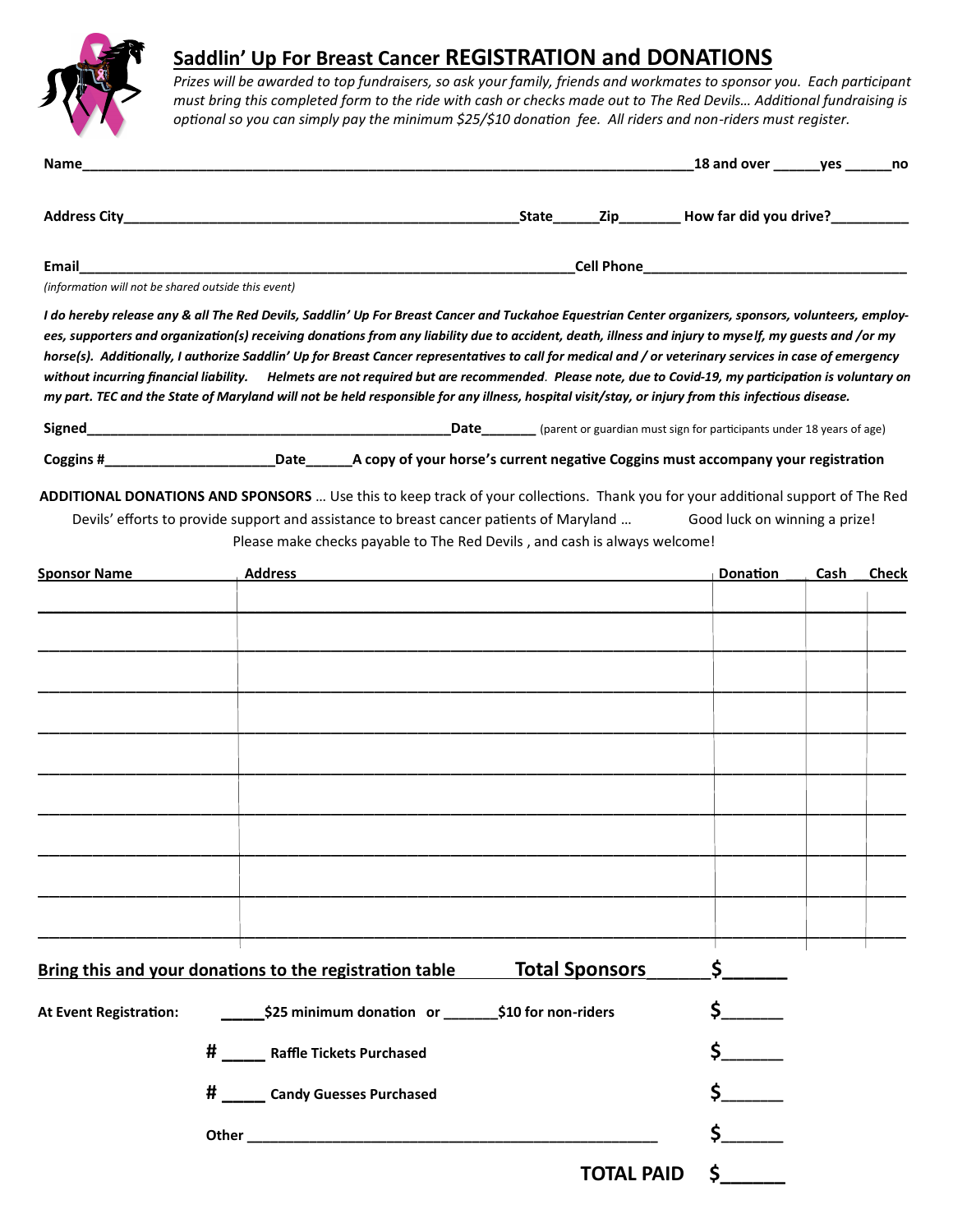# Saddlin' Up For Breast Cancer REGISTRATION and DONATIONS

*Prizes will be awarded to top fundraisers, so ask your family, friends and workmates to sponsor you. Each participant must bring this completed form to the ride with cash or checks made out to The Red Devils… Additional fundraising is optional so you can simply pay the minimum $25/$10 donation fee. All riders and non-riders must register.*

**Name**________________________________________________________________________**18 and over** ______**yes** ______**no**

**Address City**________________________________________________**State**______**Zip**________ **How far did you drive?**__________

**Email**____________________________________________________________**Cell Phone**________________________________

*(information will not be shared outside this event)*

***I do hereby release any & all The Red Devils, Saddlin' Up For Breast Cancer and Tuckahoe Equestrian Center organizers, sponsors, volunteers, employees, supporters and organization(s) receiving donations from any liability due to accident, death, illness and injury to myself, my guests and /or my horse(s). Additionally, I authorize Saddlin' Up for Breast Cancer representatives to call for medical and / or veterinary services in case of emergency without incurring financial liability. Helmets are not required but are recommended. Please note, due to Covid-19, my participation is voluntary on my part. TEC and the State of Maryland will not be held responsible for any illness, hospital visit/stay, or injury from this infectious disease.***

**Signed**______________________________________________**Date**_______ (parent or guardian must sign for participants under 18 years of age)

**Coggins #**_____________________**Date**______**A copy of your horse's current negative Coggins must accompany your registration**

**ADDITIONAL DONATIONS AND SPONSORS** … Use this to keep track of your collections. Thank you for your additional support of The Red Devils' efforts to provide support and assistance to breast cancer patients of Maryland … Good luck on winning a prize! Please make checks payable to The Red Devils , and cash is always welcome!

| Sponsor Name | Address | Donation | Cash | Check |
|---|---|---|---|---|
| | | | | |
| | | | | |
| | | | | |
| | | | | |
| | | | | |
| | | | | |
| | | | | |
| | | | | |
| | | | | |

**Bring this and your donations to the registration table** **Total Sponsors**______ **$**______

**At Event Registration:** _____**$25 minimum donation or** _______**$10 for non-riders** **$**_______

**#** _____ **Raffle Tickets Purchased** **$**_______

**#** _____ **Candy Guesses Purchased** **$**_______

**Other** ____________________________________________________ **$**_______

**TOTAL PAID** **$**______